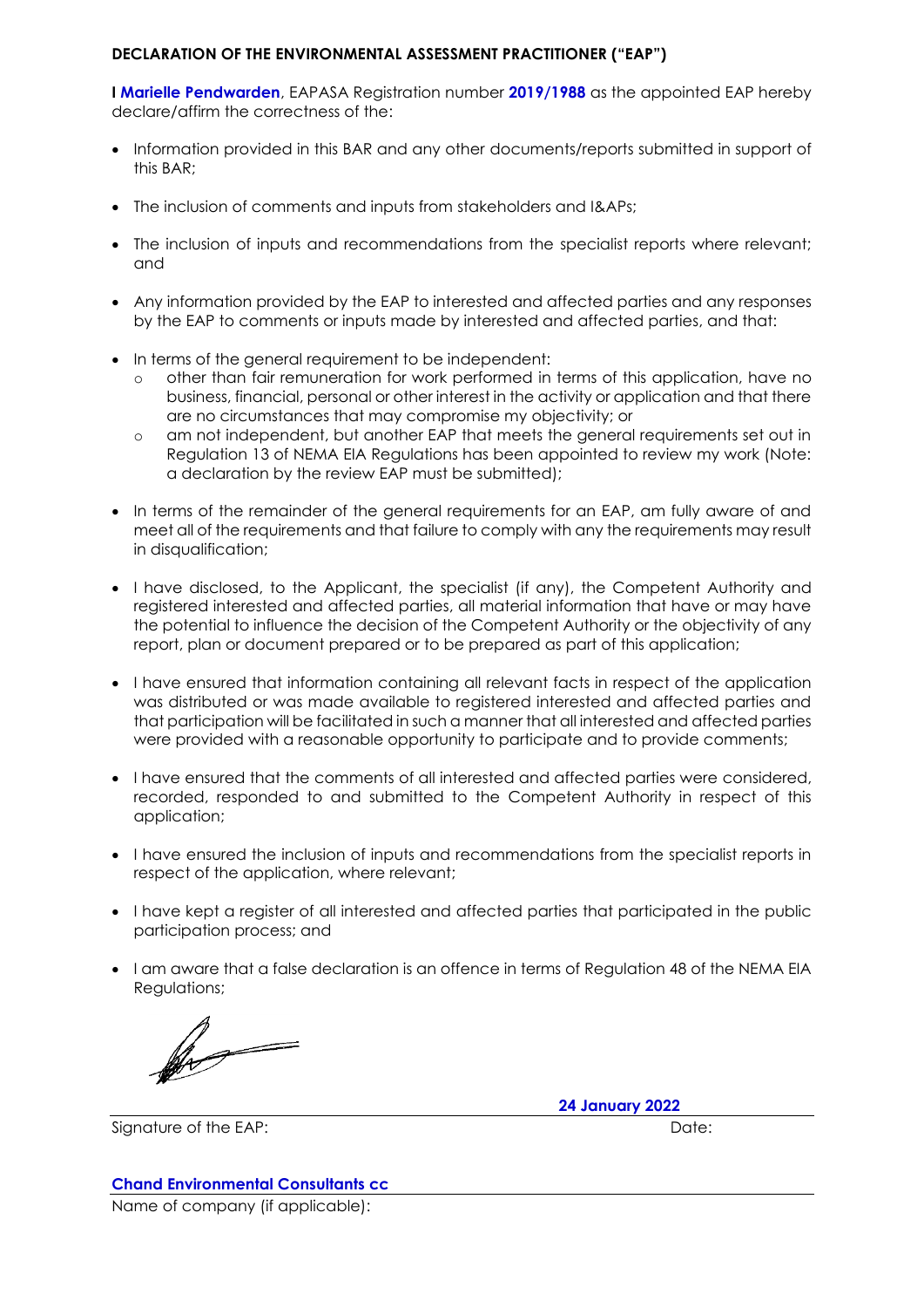**DECLARATION OF THE ENVIRONMENTAL ASSESSMENT PRACTITIONER ("EAP")**

I **Marielle Pendwarden**, EAPASA Registration number **2019/1988** as the appointed EAP hereby declare/affirm the correctness of the:

- Information provided in this BAR and any other documents/reports submitted in support of this BAR;
- The inclusion of comments and inputs from stakeholders and I&APs;
- The inclusion of inputs and recommendations from the specialist reports where relevant; and
- Any information provided by the EAP to interested and affected parties and any responses by the EAP to comments or inputs made by interested and affected parties, and that:
- In terms of the general requirement to be independent:
  - other than fair remuneration for work performed in terms of this application, have no business, financial, personal or other interest in the activity or application and that there are no circumstances that may compromise my objectivity; or
  - am not independent, but another EAP that meets the general requirements set out in Regulation 13 of NEMA EIA Regulations has been appointed to review my work (Note: a declaration by the review EAP must be submitted);
- In terms of the remainder of the general requirements for an EAP, am fully aware of and meet all of the requirements and that failure to comply with any the requirements may result in disqualification;
- I have disclosed, to the Applicant, the specialist (if any), the Competent Authority and registered interested and affected parties, all material information that have or may have the potential to influence the decision of the Competent Authority or the objectivity of any report, plan or document prepared or to be prepared as part of this application;
- I have ensured that information containing all relevant facts in respect of the application was distributed or was made available to registered interested and affected parties and that participation will be facilitated in such a manner that all interested and affected parties were provided with a reasonable opportunity to participate and to provide comments;
- I have ensured that the comments of all interested and affected parties were considered, recorded, responded to and submitted to the Competent Authority in respect of this application;
- I have ensured the inclusion of inputs and recommendations from the specialist reports in respect of the application, where relevant;
- I have kept a register of all interested and affected parties that participated in the public participation process; and
- I am aware that a false declaration is an offence in terms of Regulation 48 of the NEMA EIA Regulations;

Signature of the EAP:

Date: **24 January 2022**

Name of company (if applicable): **Chand Environmental Consultants cc**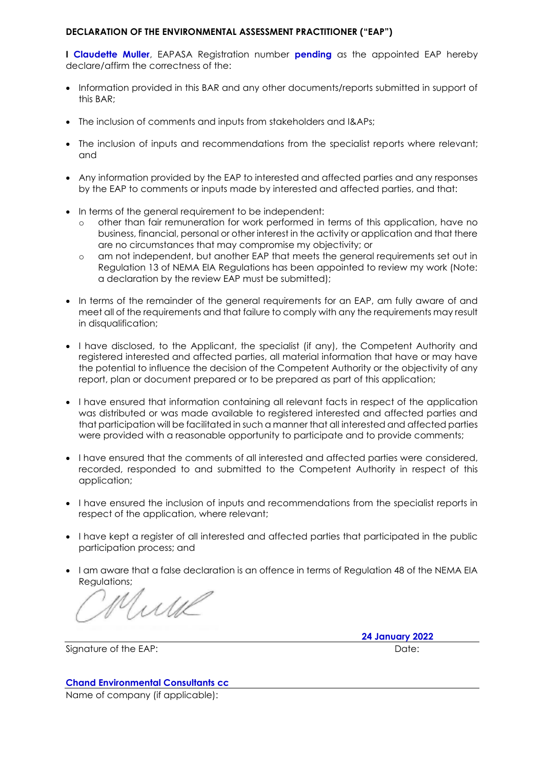**DECLARATION OF THE ENVIRONMENTAL ASSESSMENT PRACTITIONER ("EAP")**

**I Claudette Muller**, EAPASA Registration number **pending** as the appointed EAP hereby declare/affirm the correctness of the:

- Information provided in this BAR and any other documents/reports submitted in support of this BAR;
- The inclusion of comments and inputs from stakeholders and I&APs;
- The inclusion of inputs and recommendations from the specialist reports where relevant; and
- Any information provided by the EAP to interested and affected parties and any responses by the EAP to comments or inputs made by interested and affected parties, and that:
- In terms of the general requirement to be independent:
  - other than fair remuneration for work performed in terms of this application, have no business, financial, personal or other interest in the activity or application and that there are no circumstances that may compromise my objectivity; or
  - am not independent, but another EAP that meets the general requirements set out in Regulation 13 of NEMA EIA Regulations has been appointed to review my work (Note: a declaration by the review EAP must be submitted);
- In terms of the remainder of the general requirements for an EAP, am fully aware of and meet all of the requirements and that failure to comply with any the requirements may result in disqualification;
- I have disclosed, to the Applicant, the specialist (if any), the Competent Authority and registered interested and affected parties, all material information that have or may have the potential to influence the decision of the Competent Authority or the objectivity of any report, plan or document prepared or to be prepared as part of this application;
- I have ensured that information containing all relevant facts in respect of the application was distributed or was made available to registered interested and affected parties and that participation will be facilitated in such a manner that all interested and affected parties were provided with a reasonable opportunity to participate and to provide comments;
- I have ensured that the comments of all interested and affected parties were considered, recorded, responded to and submitted to the Competent Authority in respect of this application;
- I have ensured the inclusion of inputs and recommendations from the specialist reports in respect of the application, where relevant;
- I have kept a register of all interested and affected parties that participated in the public participation process; and
- I am aware that a false declaration is an offence in terms of Regulation 48 of the NEMA EIA Regulations;

Signature of the EAP: Date: **24 January 2022**

**Chand Environmental Consultants cc**

Name of company (if applicable):